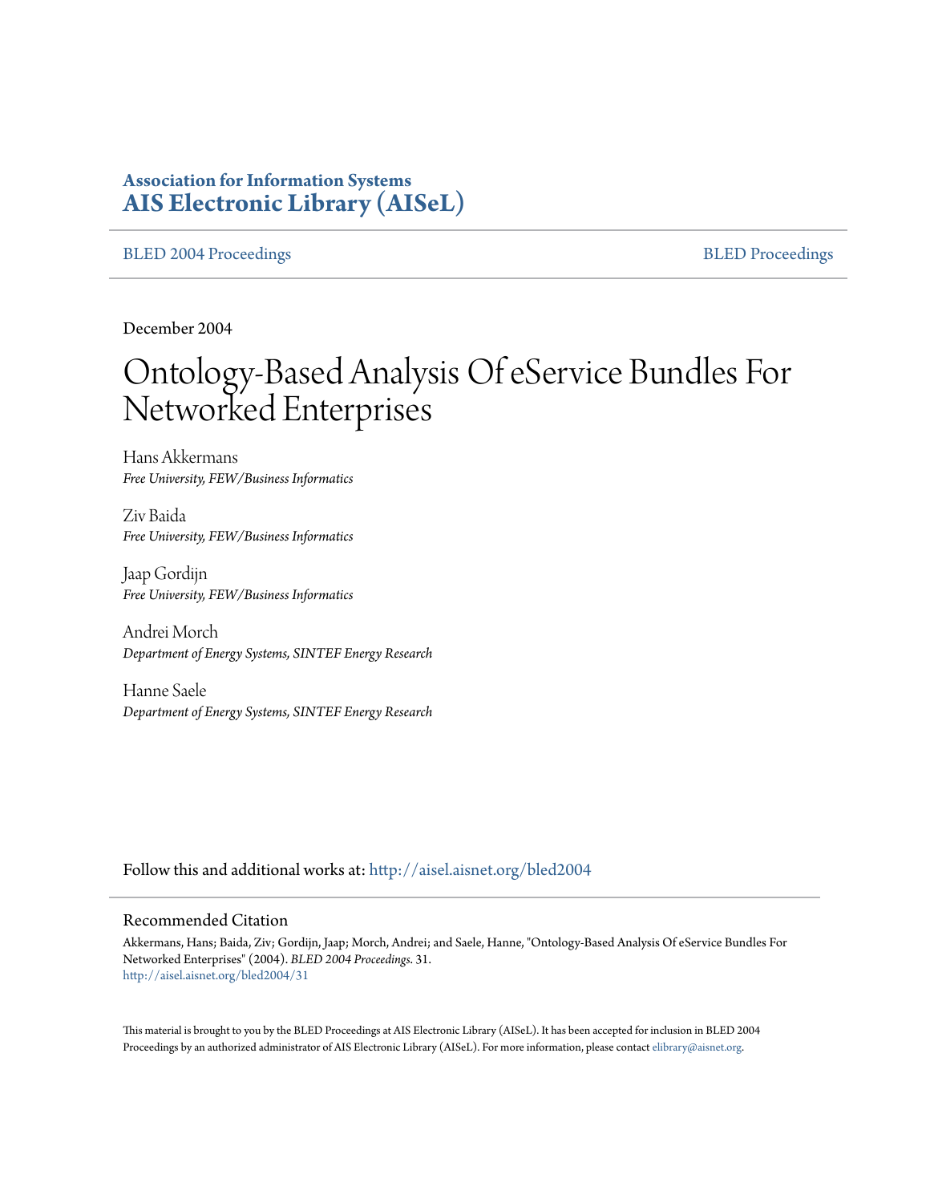**Association for Information Systems**
**AIS Electronic Library (AISeL)**

BLED 2004 Proceedings | BLED Proceedings

December 2004

# Ontology-Based Analysis Of eService Bundles For Networked Enterprises

Hans Akkermans
*Free University, FEW/Business Informatics*

Ziv Baida
*Free University, FEW/Business Informatics*

Jaap Gordijn
*Free University, FEW/Business Informatics*

Andrei Morch
*Department of Energy Systems, SINTEF Energy Research*

Hanne Saele
*Department of Energy Systems, SINTEF Energy Research*

Follow this and additional works at: http://aisel.aisnet.org/bled2004

## Recommended Citation

Akkermans, Hans; Baida, Ziv; Gordijn, Jaap; Morch, Andrei; and Saele, Hanne, "Ontology-Based Analysis Of eService Bundles For Networked Enterprises" (2004). *BLED 2004 Proceedings*. 31.
http://aisel.aisnet.org/bled2004/31

This material is brought to you by the BLED Proceedings at AIS Electronic Library (AISeL). It has been accepted for inclusion in BLED 2004 Proceedings by an authorized administrator of AIS Electronic Library (AISeL). For more information, please contact elibrary@aisnet.org.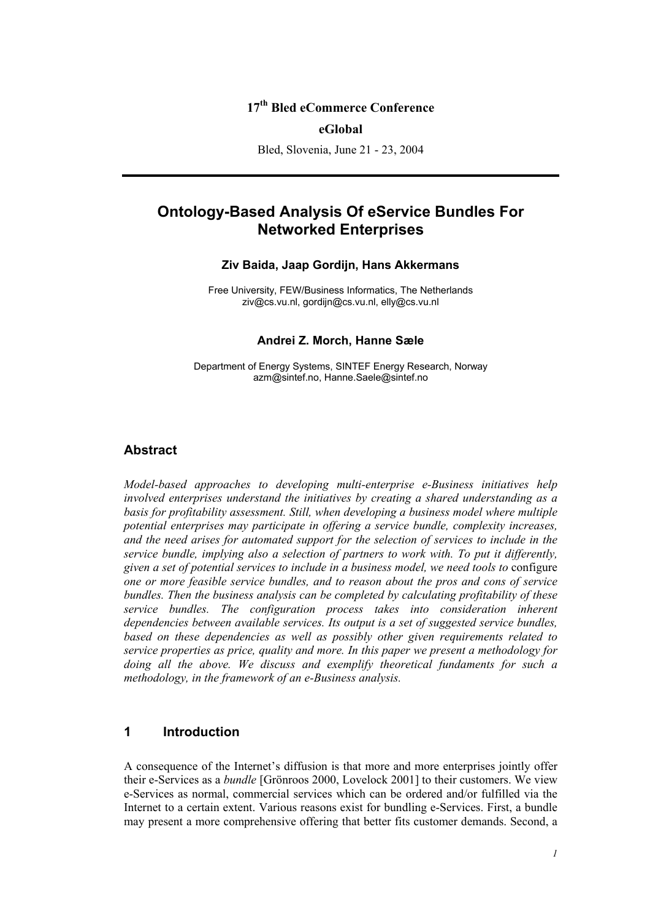**17th Bled eCommerce Conference**

**eGlobal**

Bled, Slovenia, June 21 - 23, 2004

# Ontology-Based Analysis Of eService Bundles For Networked Enterprises

**Ziv Baida, Jaap Gordijn, Hans Akkermans**

Free University, FEW/Business Informatics, The Netherlands
ziv@cs.vu.nl, gordijn@cs.vu.nl, elly@cs.vu.nl

**Andrei Z. Morch, Hanne Sæle**

Department of Energy Systems, SINTEF Energy Research, Norway
azm@sintef.no, Hanne.Saele@sintef.no

## Abstract

*Model-based approaches to developing multi-enterprise e-Business initiatives help involved enterprises understand the initiatives by creating a shared understanding as a basis for profitability assessment. Still, when developing a business model where multiple potential enterprises may participate in offering a service bundle, complexity increases, and the need arises for automated support for the selection of services to include in the service bundle, implying also a selection of partners to work with. To put it differently, given a set of potential services to include in a business model, we need tools to* configure *one or more feasible service bundles, and to reason about the pros and cons of service bundles. Then the business analysis can be completed by calculating profitability of these service bundles. The configuration process takes into consideration inherent dependencies between available services. Its output is a set of suggested service bundles, based on these dependencies as well as possibly other given requirements related to service properties as price, quality and more. In this paper we present a methodology for doing all the above. We discuss and exemplify theoretical fundaments for such a methodology, in the framework of an e-Business analysis.*

## 1 Introduction

A consequence of the Internet's diffusion is that more and more enterprises jointly offer their e-Services as a *bundle* [Grönroos 2000, Lovelock 2001] to their customers. We view e-Services as normal, commercial services which can be ordered and/or fulfilled via the Internet to a certain extent. Various reasons exist for bundling e-Services. First, a bundle may present a more comprehensive offering that better fits customer demands. Second, a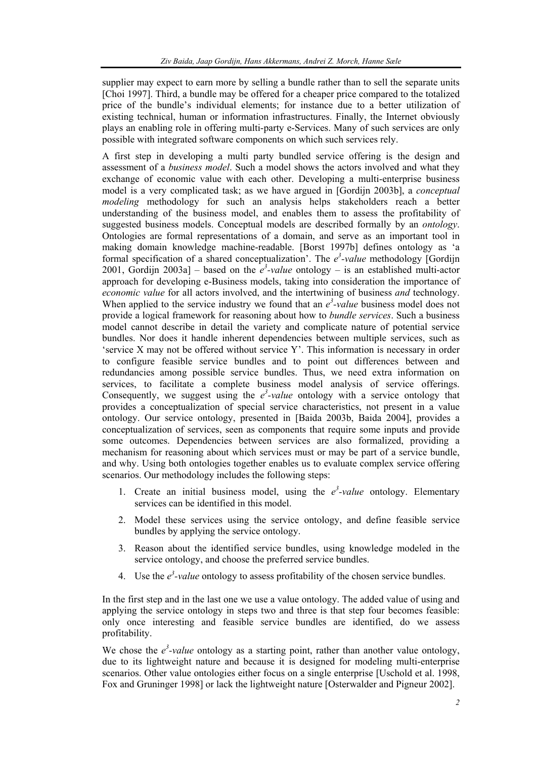supplier may expect to earn more by selling a bundle rather than to sell the separate units [Choi 1997]. Third, a bundle may be offered for a cheaper price compared to the totalized price of the bundle's individual elements; for instance due to a better utilization of existing technical, human or information infrastructures. Finally, the Internet obviously plays an enabling role in offering multi-party e-Services. Many of such services are only possible with integrated software components on which such services rely.

A first step in developing a multi party bundled service offering is the design and assessment of a *business model*. Such a model shows the actors involved and what they exchange of economic value with each other. Developing a multi-enterprise business model is a very complicated task; as we have argued in [Gordijn 2003b], a *conceptual modeling* methodology for such an analysis helps stakeholders reach a better understanding of the business model, and enables them to assess the profitability of suggested business models. Conceptual models are described formally by an *ontology*. Ontologies are formal representations of a domain, and serve as an important tool in making domain knowledge machine-readable. [Borst 1997b] defines ontology as 'a formal specification of a shared conceptualization'. The *e³-value* methodology [Gordijn 2001, Gordijn 2003a] – based on the *e³-value* ontology – is an established multi-actor approach for developing e-Business models, taking into consideration the importance of *economic value* for all actors involved, and the intertwining of business *and* technology. When applied to the service industry we found that an *e³-value* business model does not provide a logical framework for reasoning about how to *bundle services*. Such a business model cannot describe in detail the variety and complicate nature of potential service bundles. Nor does it handle inherent dependencies between multiple services, such as 'service X may not be offered without service Y'. This information is necessary in order to configure feasible service bundles and to point out differences between and redundancies among possible service bundles. Thus, we need extra information on services, to facilitate a complete business model analysis of service offerings. Consequently, we suggest using the *e³-value* ontology with a service ontology that provides a conceptualization of special service characteristics, not present in a value ontology. Our service ontology, presented in [Baida 2003b, Baida 2004], provides a conceptualization of services, seen as components that require some inputs and provide some outcomes. Dependencies between services are also formalized, providing a mechanism for reasoning about which services must or may be part of a service bundle, and why. Using both ontologies together enables us to evaluate complex service offering scenarios. Our methodology includes the following steps:

1. Create an initial business model, using the *e³-value* ontology. Elementary services can be identified in this model.
2. Model these services using the service ontology, and define feasible service bundles by applying the service ontology.
3. Reason about the identified service bundles, using knowledge modeled in the service ontology, and choose the preferred service bundles.
4. Use the *e³-value* ontology to assess profitability of the chosen service bundles.

In the first step and in the last one we use a value ontology. The added value of using and applying the service ontology in steps two and three is that step four becomes feasible: only once interesting and feasible service bundles are identified, do we assess profitability.

We chose the *e³-value* ontology as a starting point, rather than another value ontology, due to its lightweight nature and because it is designed for modeling multi-enterprise scenarios. Other value ontologies either focus on a single enterprise [Uschold et al. 1998, Fox and Gruninger 1998] or lack the lightweight nature [Osterwalder and Pigneur 2002].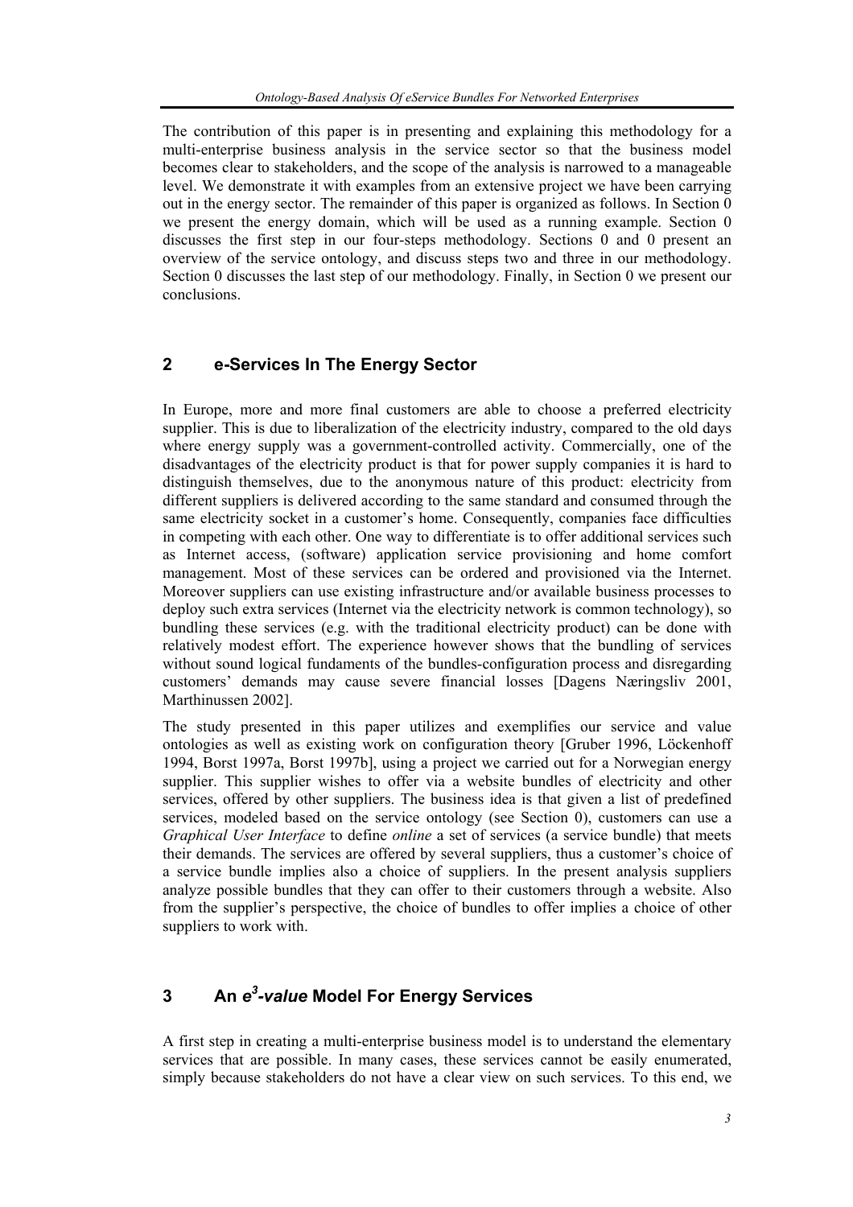The contribution of this paper is in presenting and explaining this methodology for a multi-enterprise business analysis in the service sector so that the business model becomes clear to stakeholders, and the scope of the analysis is narrowed to a manageable level. We demonstrate it with examples from an extensive project we have been carrying out in the energy sector. The remainder of this paper is organized as follows. In Section 0 we present the energy domain, which will be used as a running example. Section 0 discusses the first step in our four-steps methodology. Sections 0 and 0 present an overview of the service ontology, and discuss steps two and three in our methodology. Section 0 discusses the last step of our methodology. Finally, in Section 0 we present our conclusions.

## 2 e-Services In The Energy Sector

In Europe, more and more final customers are able to choose a preferred electricity supplier. This is due to liberalization of the electricity industry, compared to the old days where energy supply was a government-controlled activity. Commercially, one of the disadvantages of the electricity product is that for power supply companies it is hard to distinguish themselves, due to the anonymous nature of this product: electricity from different suppliers is delivered according to the same standard and consumed through the same electricity socket in a customer's home. Consequently, companies face difficulties in competing with each other. One way to differentiate is to offer additional services such as Internet access, (software) application service provisioning and home comfort management. Most of these services can be ordered and provisioned via the Internet. Moreover suppliers can use existing infrastructure and/or available business processes to deploy such extra services (Internet via the electricity network is common technology), so bundling these services (e.g. with the traditional electricity product) can be done with relatively modest effort. The experience however shows that the bundling of services without sound logical fundaments of the bundles-configuration process and disregarding customers' demands may cause severe financial losses [Dagens Næringsliv 2001, Marthinussen 2002].

The study presented in this paper utilizes and exemplifies our service and value ontologies as well as existing work on configuration theory [Gruber 1996, Löckenhoff 1994, Borst 1997a, Borst 1997b], using a project we carried out for a Norwegian energy supplier. This supplier wishes to offer via a website bundles of electricity and other services, offered by other suppliers. The business idea is that given a list of predefined services, modeled based on the service ontology (see Section 0), customers can use a *Graphical User Interface* to define *online* a set of services (a service bundle) that meets their demands. The services are offered by several suppliers, thus a customer's choice of a service bundle implies also a choice of suppliers. In the present analysis suppliers analyze possible bundles that they can offer to their customers through a website. Also from the supplier's perspective, the choice of bundles to offer implies a choice of other suppliers to work with.

## 3 An $e^3$*-value* Model For Energy Services

A first step in creating a multi-enterprise business model is to understand the elementary services that are possible. In many cases, these services cannot be easily enumerated, simply because stakeholders do not have a clear view on such services. To this end, we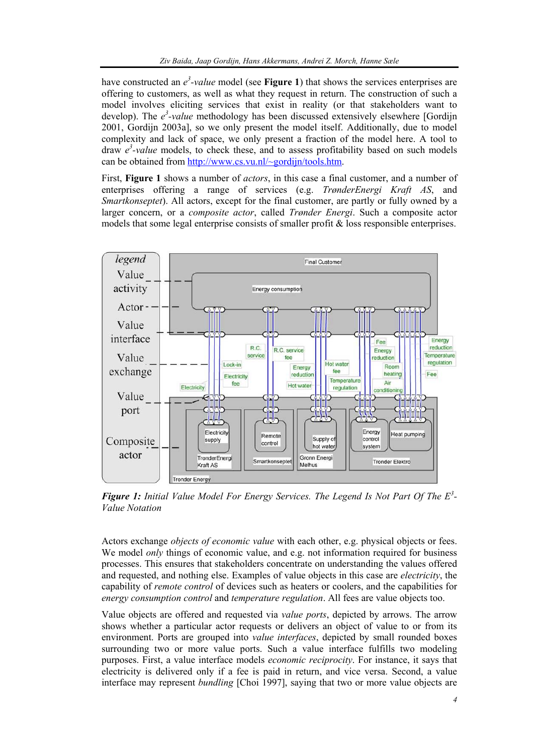have constructed an $e^3$-*value* model (see **Figure 1**) that shows the services enterprises are offering to customers, as well as what they request in return. The construction of such a model involves eliciting services that exist in reality (or that stakeholders want to develop). The $e^3$-*value* methodology has been discussed extensively elsewhere [Gordijn 2001, Gordijn 2003a], so we only present the model itself. Additionally, due to model complexity and lack of space, we only present a fraction of the model here. A tool to draw $e^3$-*value* models, to check these, and to assess profitability based on such models can be obtained from http://www.cs.vu.nl/~gordijn/tools.htm.

First, **Figure 1** shows a number of *actors*, in this case a final customer, and a number of enterprises offering a range of services (e.g. *TrønderEnergi Kraft AS*, and *Smartkonseptet*). All actors, except for the final customer, are partly or fully owned by a larger concern, or a *composite actor*, called *Trønder Energi*. Such a composite actor models that some legal enterprise consists of smaller profit & loss responsible enterprises.

***Figure 1:*** *Initial Value Model For Energy Services. The Legend Is Not Part Of The $E^3$-Value Notation*

Actors exchange *objects of economic value* with each other, e.g. physical objects or fees. We model *only* things of economic value, and e.g. not information required for business processes. This ensures that stakeholders concentrate on understanding the values offered and requested, and nothing else. Examples of value objects in this case are *electricity*, the capability of *remote control* of devices such as heaters or coolers, and the capabilities for *energy consumption control* and *temperature regulation*. All fees are value objects too.

Value objects are offered and requested via *value ports*, depicted by arrows. The arrow shows whether a particular actor requests or delivers an object of value to or from its environment. Ports are grouped into *value interfaces*, depicted by small rounded boxes surrounding two or more value ports. Such a value interface fulfills two modeling purposes. First, a value interface models *economic reciprocity*. For instance, it says that electricity is delivered only if a fee is paid in return, and vice versa. Second, a value interface may represent *bundling* [Choi 1997], saying that two or more value objects are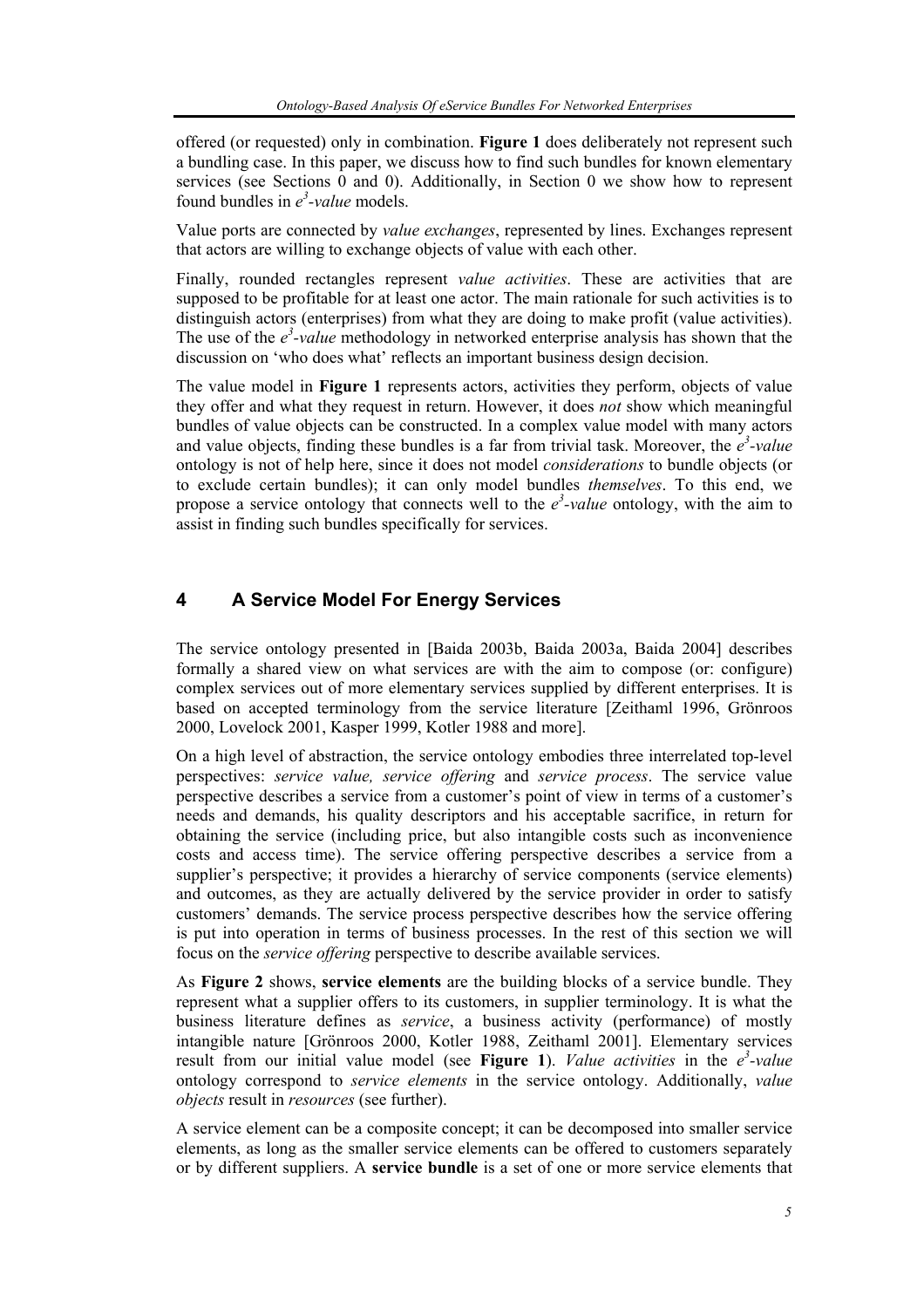offered (or requested) only in combination. **Figure 1** does deliberately not represent such a bundling case. In this paper, we discuss how to find such bundles for known elementary services (see Sections 0 and 0). Additionally, in Section 0 we show how to represent found bundles in *e³-value* models.

Value ports are connected by *value exchanges*, represented by lines. Exchanges represent that actors are willing to exchange objects of value with each other.

Finally, rounded rectangles represent *value activities*. These are activities that are supposed to be profitable for at least one actor. The main rationale for such activities is to distinguish actors (enterprises) from what they are doing to make profit (value activities). The use of the *e³-value* methodology in networked enterprise analysis has shown that the discussion on 'who does what' reflects an important business design decision.

The value model in **Figure 1** represents actors, activities they perform, objects of value they offer and what they request in return. However, it does *not* show which meaningful bundles of value objects can be constructed. In a complex value model with many actors and value objects, finding these bundles is a far from trivial task. Moreover, the *e³-value* ontology is not of help here, since it does not model *considerations* to bundle objects (or to exclude certain bundles); it can only model bundles *themselves*. To this end, we propose a service ontology that connects well to the *e³-value* ontology, with the aim to assist in finding such bundles specifically for services.

## 4 A Service Model For Energy Services

The service ontology presented in [Baida 2003b, Baida 2003a, Baida 2004] describes formally a shared view on what services are with the aim to compose (or: configure) complex services out of more elementary services supplied by different enterprises. It is based on accepted terminology from the service literature [Zeithaml 1996, Grönroos 2000, Lovelock 2001, Kasper 1999, Kotler 1988 and more].

On a high level of abstraction, the service ontology embodies three interrelated top-level perspectives: *service value, service offering* and *service process*. The service value perspective describes a service from a customer's point of view in terms of a customer's needs and demands, his quality descriptors and his acceptable sacrifice, in return for obtaining the service (including price, but also intangible costs such as inconvenience costs and access time). The service offering perspective describes a service from a supplier's perspective; it provides a hierarchy of service components (service elements) and outcomes, as they are actually delivered by the service provider in order to satisfy customers' demands. The service process perspective describes how the service offering is put into operation in terms of business processes. In the rest of this section we will focus on the *service offering* perspective to describe available services.

As **Figure 2** shows, **service elements** are the building blocks of a service bundle. They represent what a supplier offers to its customers, in supplier terminology. It is what the business literature defines as *service*, a business activity (performance) of mostly intangible nature [Grönroos 2000, Kotler 1988, Zeithaml 2001]. Elementary services result from our initial value model (see **Figure 1**). *Value activities* in the *e³-value* ontology correspond to *service elements* in the service ontology. Additionally, *value objects* result in *resources* (see further).

A service element can be a composite concept; it can be decomposed into smaller service elements, as long as the smaller service elements can be offered to customers separately or by different suppliers. A **service bundle** is a set of one or more service elements that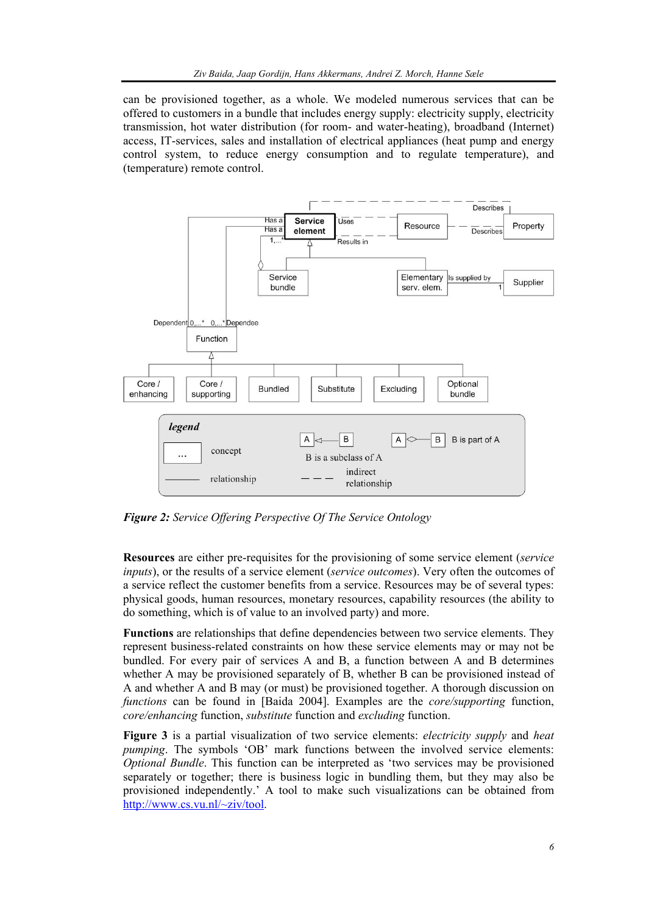can be provisioned together, as a whole. We modeled numerous services that can be offered to customers in a bundle that includes energy supply: electricity supply, electricity transmission, hot water distribution (for room- and water-heating), broadband (Internet) access, IT-services, sales and installation of electrical appliances (heat pump and energy control system, to reduce energy consumption and to regulate temperature), and (temperature) remote control.

***Figure 2:*** *Service Offering Perspective Of The Service Ontology*

**Resources** are either pre-requisites for the provisioning of some service element (*service inputs*), or the results of a service element (*service outcomes*). Very often the outcomes of a service reflect the customer benefits from a service. Resources may be of several types: physical goods, human resources, monetary resources, capability resources (the ability to do something, which is of value to an involved party) and more.

**Functions** are relationships that define dependencies between two service elements. They represent business-related constraints on how these service elements may or may not be bundled. For every pair of services A and B, a function between A and B determines whether A may be provisioned separately of B, whether B can be provisioned instead of A and whether A and B may (or must) be provisioned together. A thorough discussion on *functions* can be found in [Baida 2004]. Examples are the *core/supporting* function, *core/enhancing* function, *substitute* function and *excluding* function.

**Figure 3** is a partial visualization of two service elements: *electricity supply* and *heat pumping*. The symbols 'OB' mark functions between the involved service elements: *Optional Bundle*. This function can be interpreted as 'two services may be provisioned separately or together; there is business logic in bundling them, but they may also be provisioned independently.' A tool to make such visualizations can be obtained from http://www.cs.vu.nl/~ziv/tool.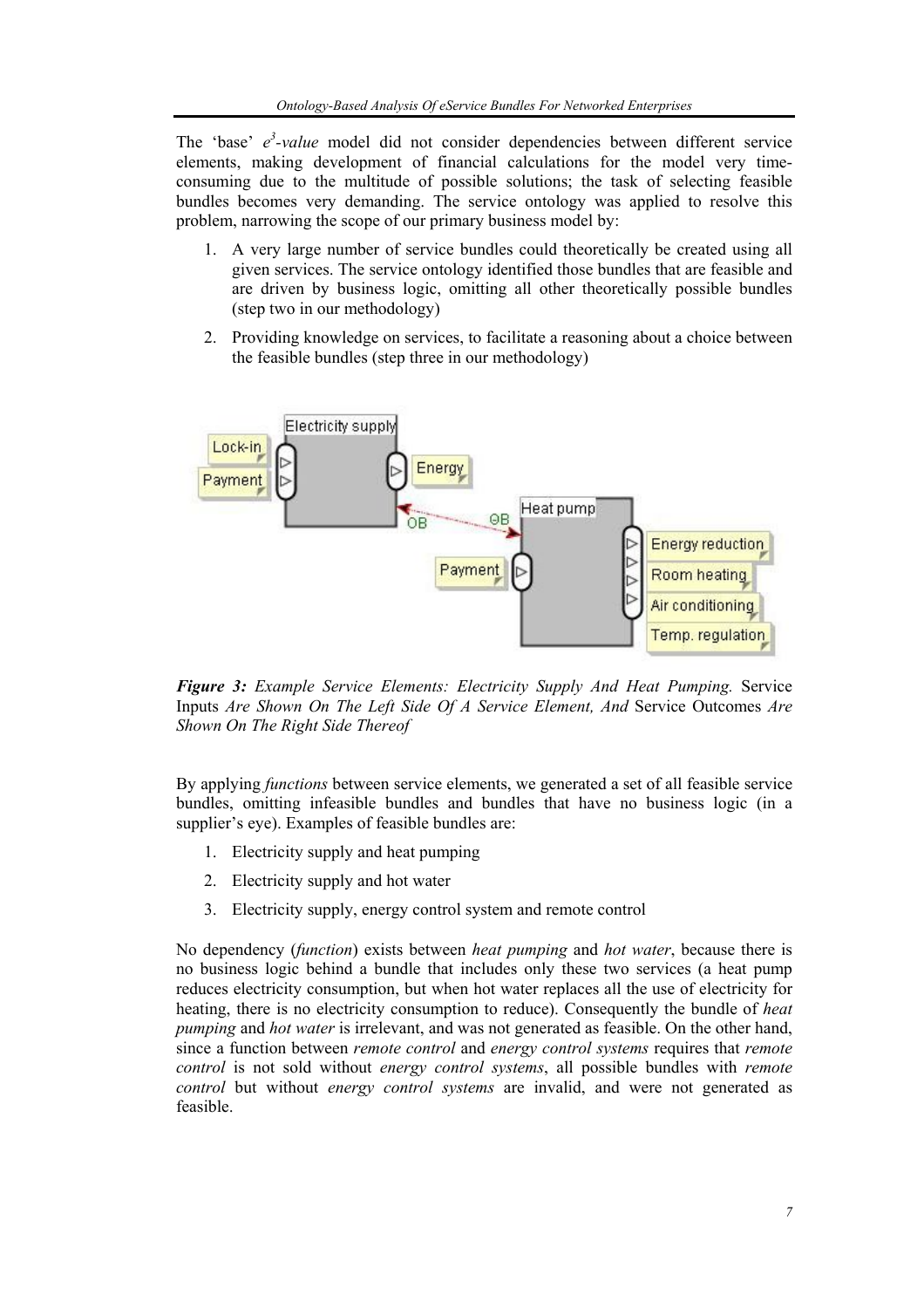The 'base' $e^3$-*value* model did not consider dependencies between different service elements, making development of financial calculations for the model very time-consuming due to the multitude of possible solutions; the task of selecting feasible bundles becomes very demanding. The service ontology was applied to resolve this problem, narrowing the scope of our primary business model by:

1. A very large number of service bundles could theoretically be created using all given services. The service ontology identified those bundles that are feasible and are driven by business logic, omitting all other theoretically possible bundles (step two in our methodology)
2. Providing knowledge on services, to facilitate a reasoning about a choice between the feasible bundles (step three in our methodology)

***Figure 3:*** *Example Service Elements: Electricity Supply And Heat Pumping.* Service Inputs *Are Shown On The Left Side Of A Service Element, And* Service Outcomes *Are Shown On The Right Side Thereof*

By applying *functions* between service elements, we generated a set of all feasible service bundles, omitting infeasible bundles and bundles that have no business logic (in a supplier's eye). Examples of feasible bundles are:

1. Electricity supply and heat pumping
2. Electricity supply and hot water
3. Electricity supply, energy control system and remote control

No dependency (*function*) exists between *heat pumping* and *hot water*, because there is no business logic behind a bundle that includes only these two services (a heat pump reduces electricity consumption, but when hot water replaces all the use of electricity for heating, there is no electricity consumption to reduce). Consequently the bundle of *heat pumping* and *hot water* is irrelevant, and was not generated as feasible. On the other hand, since a function between *remote control* and *energy control systems* requires that *remote control* is not sold without *energy control systems*, all possible bundles with *remote control* but without *energy control systems* are invalid, and were not generated as feasible.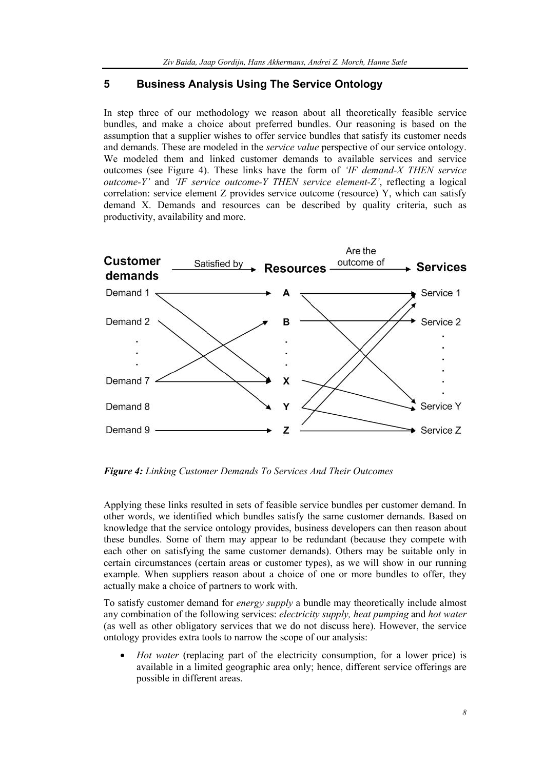## 5 Business Analysis Using The Service Ontology

In step three of our methodology we reason about all theoretically feasible service bundles, and make a choice about preferred bundles. Our reasoning is based on the assumption that a supplier wishes to offer service bundles that satisfy its customer needs and demands. These are modeled in the *service value* perspective of our service ontology. We modeled them and linked customer demands to available services and service outcomes (see Figure 4). These links have the form of *'IF demand-X THEN service outcome-Y'* and *'IF service outcome-Y THEN service element-Z'*, reflecting a logical correlation: service element Z provides service outcome (resource) Y, which can satisfy demand X. Demands and resources can be described by quality criteria, such as productivity, availability and more.

*Figure 4: Linking Customer Demands To Services And Their Outcomes*

Applying these links resulted in sets of feasible service bundles per customer demand. In other words, we identified which bundles satisfy the same customer demands. Based on knowledge that the service ontology provides, business developers can then reason about these bundles. Some of them may appear to be redundant (because they compete with each other on satisfying the same customer demands). Others may be suitable only in certain circumstances (certain areas or customer types), as we will show in our running example. When suppliers reason about a choice of one or more bundles to offer, they actually make a choice of partners to work with.

To satisfy customer demand for *energy supply* a bundle may theoretically include almost any combination of the following services: *electricity supply, heat pumping* and *hot water* (as well as other obligatory services that we do not discuss here). However, the service ontology provides extra tools to narrow the scope of our analysis:

- *Hot water* (replacing part of the electricity consumption, for a lower price) is available in a limited geographic area only; hence, different service offerings are possible in different areas.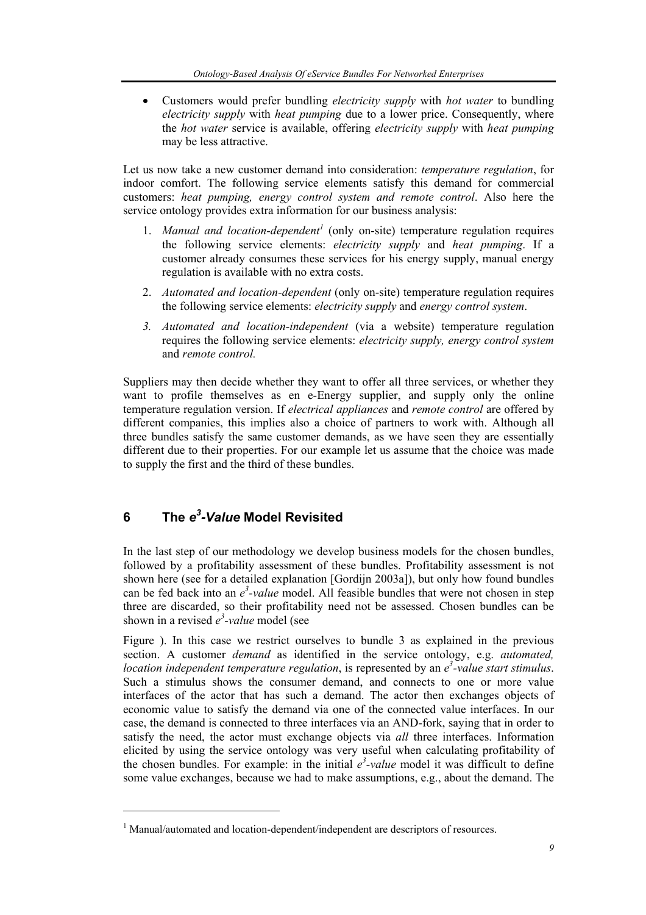- Customers would prefer bundling *electricity supply* with *hot water* to bundling *electricity supply* with *heat pumping* due to a lower price. Consequently, where the *hot water* service is available, offering *electricity supply* with *heat pumping* may be less attractive.

Let us now take a new customer demand into consideration: *temperature regulation*, for indoor comfort. The following service elements satisfy this demand for commercial customers: *heat pumping, energy control system and remote control*. Also here the service ontology provides extra information for our business analysis:

1. *Manual and location-dependent*[1] (only on-site) temperature regulation requires the following service elements: *electricity supply* and *heat pumping*. If a customer already consumes these services for his energy supply, manual energy regulation is available with no extra costs.

2. *Automated and location-dependent* (only on-site) temperature regulation requires the following service elements: *electricity supply* and *energy control system*.

3. *Automated and location-independent* (via a website) temperature regulation requires the following service elements: *electricity supply, energy control system* and *remote control.*

Suppliers may then decide whether they want to offer all three services, or whether they want to profile themselves as en e-Energy supplier, and supply only the online temperature regulation version. If *electrical appliances* and *remote control* are offered by different companies, this implies also a choice of partners to work with. Although all three bundles satisfy the same customer demands, as we have seen they are essentially different due to their properties. For our example let us assume that the choice was made to supply the first and the third of these bundles.

## 6 The *e*³*-Value* Model Revisited

In the last step of our methodology we develop business models for the chosen bundles, followed by a profitability assessment of these bundles. Profitability assessment is not shown here (see for a detailed explanation [Gordijn 2003a]), but only how found bundles can be fed back into an *e*³*-value* model. All feasible bundles that were not chosen in step three are discarded, so their profitability need not be assessed. Chosen bundles can be shown in a revised *e*³*-value* model (see

Figure ). In this case we restrict ourselves to bundle 3 as explained in the previous section. A customer *demand* as identified in the service ontology, e.g. *automated, location independent temperature regulation*, is represented by an *e*³*-value start stimulus*. Such a stimulus shows the consumer demand, and connects to one or more value interfaces of the actor that has such a demand. The actor then exchanges objects of economic value to satisfy the demand via one of the connected value interfaces. In our case, the demand is connected to three interfaces via an AND-fork, saying that in order to satisfy the need, the actor must exchange objects via *all* three interfaces. Information elicited by using the service ontology was very useful when calculating profitability of the chosen bundles. For example: in the initial *e*³*-value* model it was difficult to define some value exchanges, because we had to make assumptions, e.g., about the demand. The

[1] Manual/automated and location-dependent/independent are descriptors of resources.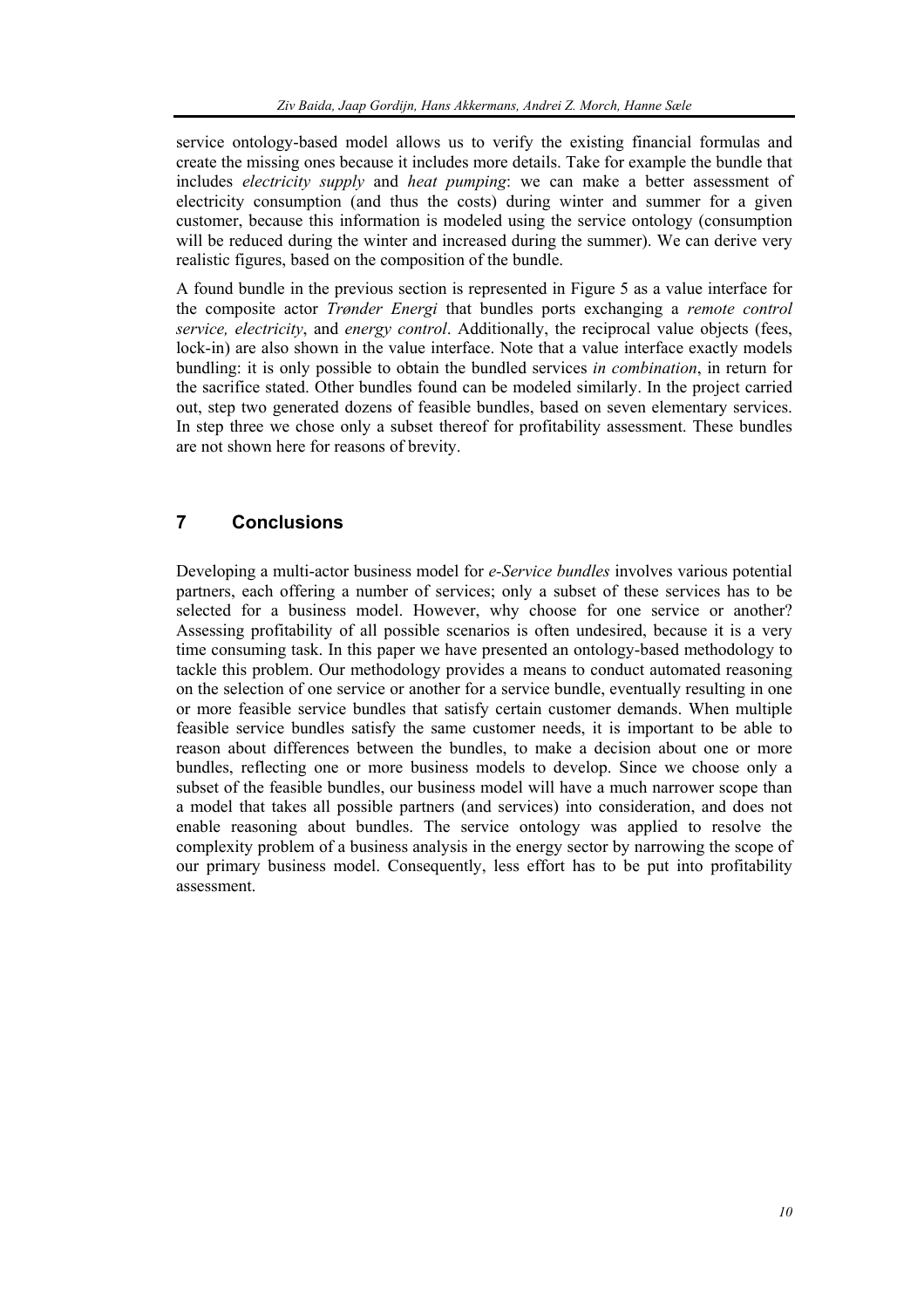service ontology-based model allows us to verify the existing financial formulas and create the missing ones because it includes more details. Take for example the bundle that includes *electricity supply* and *heat pumping*: we can make a better assessment of electricity consumption (and thus the costs) during winter and summer for a given customer, because this information is modeled using the service ontology (consumption will be reduced during the winter and increased during the summer). We can derive very realistic figures, based on the composition of the bundle.

A found bundle in the previous section is represented in Figure 5 as a value interface for the composite actor *Trønder Energi* that bundles ports exchanging a *remote control service, electricity*, and *energy control*. Additionally, the reciprocal value objects (fees, lock-in) are also shown in the value interface. Note that a value interface exactly models bundling: it is only possible to obtain the bundled services *in combination*, in return for the sacrifice stated. Other bundles found can be modeled similarly. In the project carried out, step two generated dozens of feasible bundles, based on seven elementary services. In step three we chose only a subset thereof for profitability assessment. These bundles are not shown here for reasons of brevity.

## 7 Conclusions

Developing a multi-actor business model for *e-Service bundles* involves various potential partners, each offering a number of services; only a subset of these services has to be selected for a business model. However, why choose for one service or another? Assessing profitability of all possible scenarios is often undesired, because it is a very time consuming task. In this paper we have presented an ontology-based methodology to tackle this problem. Our methodology provides a means to conduct automated reasoning on the selection of one service or another for a service bundle, eventually resulting in one or more feasible service bundles that satisfy certain customer demands. When multiple feasible service bundles satisfy the same customer needs, it is important to be able to reason about differences between the bundles, to make a decision about one or more bundles, reflecting one or more business models to develop. Since we choose only a subset of the feasible bundles, our business model will have a much narrower scope than a model that takes all possible partners (and services) into consideration, and does not enable reasoning about bundles. The service ontology was applied to resolve the complexity problem of a business analysis in the energy sector by narrowing the scope of our primary business model. Consequently, less effort has to be put into profitability assessment.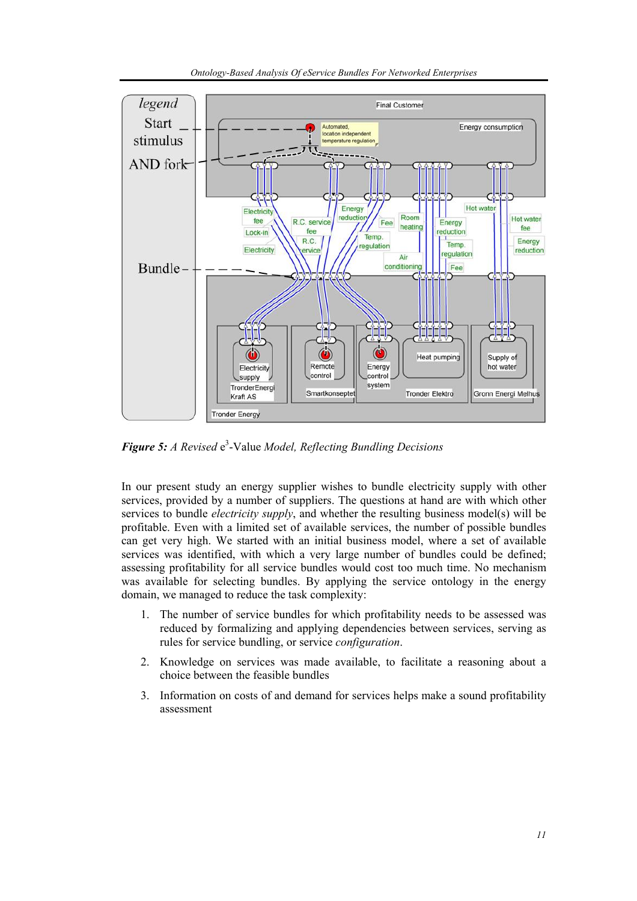*Figure 5: A Revised* e$^3$-Value *Model, Reflecting Bundling Decisions*

In our present study an energy supplier wishes to bundle electricity supply with other services, provided by a number of suppliers. The questions at hand are with which other services to bundle *electricity supply*, and whether the resulting business model(s) will be profitable. Even with a limited set of available services, the number of possible bundles can get very high. We started with an initial business model, where a set of available services was identified, with which a very large number of bundles could be defined; assessing profitability for all service bundles would cost too much time. No mechanism was available for selecting bundles. By applying the service ontology in the energy domain, we managed to reduce the task complexity:

1. The number of service bundles for which profitability needs to be assessed was reduced by formalizing and applying dependencies between services, serving as rules for service bundling, or service *configuration*.
2. Knowledge on services was made available, to facilitate a reasoning about a choice between the feasible bundles
3. Information on costs of and demand for services helps make a sound profitability assessment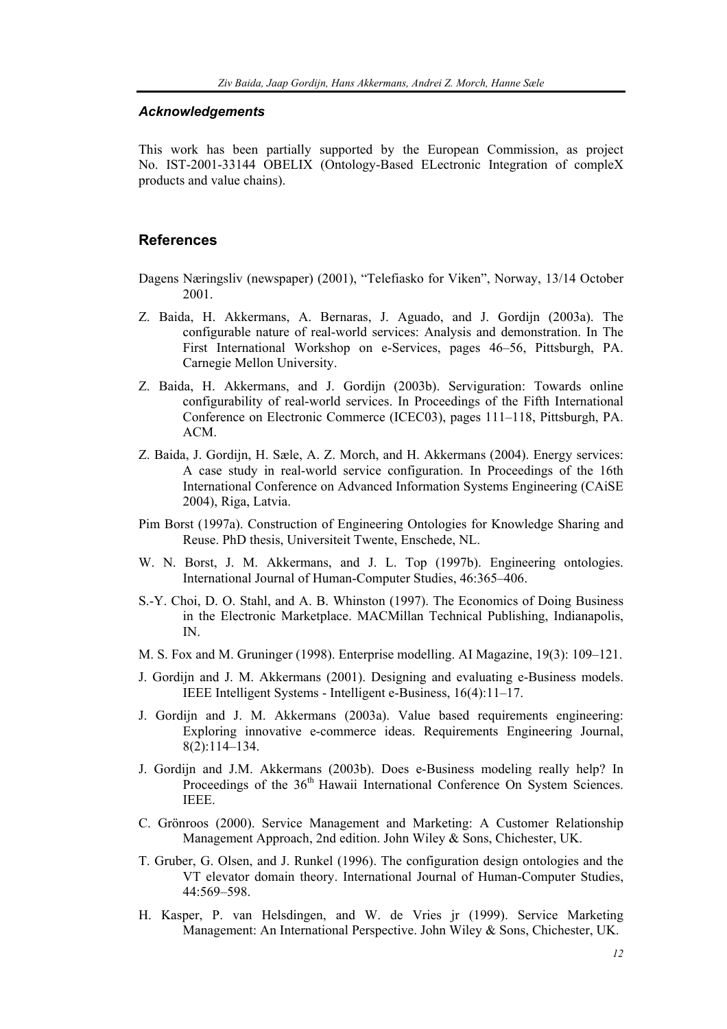### *Acknowledgements*

This work has been partially supported by the European Commission, as project No. IST-2001-33144 OBELIX (Ontology-Based ELectronic Integration of compleX products and value chains).

## References

Dagens Næringsliv (newspaper) (2001), "Telefiasko for Viken", Norway, 13/14 October 2001.

Z. Baida, H. Akkermans, A. Bernaras, J. Aguado, and J. Gordijn (2003a). The configurable nature of real-world services: Analysis and demonstration. In The First International Workshop on e-Services, pages 46–56, Pittsburgh, PA. Carnegie Mellon University.

Z. Baida, H. Akkermans, and J. Gordijn (2003b). Serviguration: Towards online configurability of real-world services. In Proceedings of the Fifth International Conference on Electronic Commerce (ICEC03), pages 111–118, Pittsburgh, PA. ACM.

Z. Baida, J. Gordijn, H. Sæle, A. Z. Morch, and H. Akkermans (2004). Energy services: A case study in real-world service configuration. In Proceedings of the 16th International Conference on Advanced Information Systems Engineering (CAiSE 2004), Riga, Latvia.

Pim Borst (1997a). Construction of Engineering Ontologies for Knowledge Sharing and Reuse. PhD thesis, Universiteit Twente, Enschede, NL.

W. N. Borst, J. M. Akkermans, and J. L. Top (1997b). Engineering ontologies. International Journal of Human-Computer Studies, 46:365–406.

S.-Y. Choi, D. O. Stahl, and A. B. Whinston (1997). The Economics of Doing Business in the Electronic Marketplace. MACMillan Technical Publishing, Indianapolis, IN.

M. S. Fox and M. Gruninger (1998). Enterprise modelling. AI Magazine, 19(3): 109–121.

J. Gordijn and J. M. Akkermans (2001). Designing and evaluating e-Business models. IEEE Intelligent Systems - Intelligent e-Business, 16(4):11–17.

J. Gordijn and J. M. Akkermans (2003a). Value based requirements engineering: Exploring innovative e-commerce ideas. Requirements Engineering Journal, 8(2):114–134.

J. Gordijn and J.M. Akkermans (2003b). Does e-Business modeling really help? In Proceedings of the 36th Hawaii International Conference On System Sciences. IEEE.

C. Grönroos (2000). Service Management and Marketing: A Customer Relationship Management Approach, 2nd edition. John Wiley & Sons, Chichester, UK.

T. Gruber, G. Olsen, and J. Runkel (1996). The configuration design ontologies and the VT elevator domain theory. International Journal of Human-Computer Studies, 44:569–598.

H. Kasper, P. van Helsdingen, and W. de Vries jr (1999). Service Marketing Management: An International Perspective. John Wiley & Sons, Chichester, UK.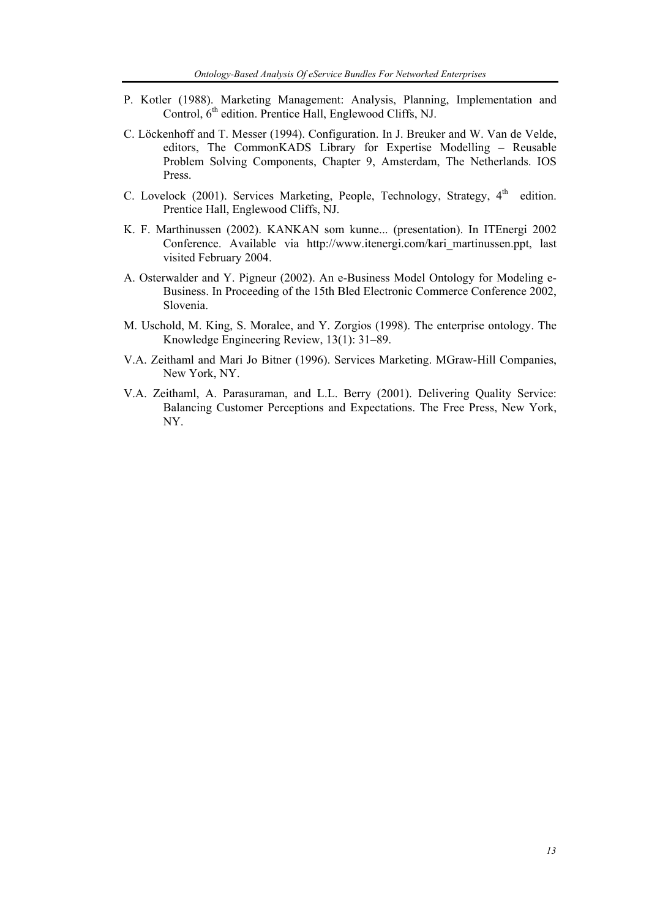P. Kotler (1988). Marketing Management: Analysis, Planning, Implementation and Control, 6th edition. Prentice Hall, Englewood Cliffs, NJ.

C. Löckenhoff and T. Messer (1994). Configuration. In J. Breuker and W. Van de Velde, editors, The CommonKADS Library for Expertise Modelling – Reusable Problem Solving Components, Chapter 9, Amsterdam, The Netherlands. IOS Press.

C. Lovelock (2001). Services Marketing, People, Technology, Strategy, 4th edition. Prentice Hall, Englewood Cliffs, NJ.

K. F. Marthinussen (2002). KANKAN som kunne... (presentation). In ITEnergi 2002 Conference. Available via http://www.itenergi.com/kari_martinussen.ppt, last visited February 2004.

A. Osterwalder and Y. Pigneur (2002). An e-Business Model Ontology for Modeling e-Business. In Proceeding of the 15th Bled Electronic Commerce Conference 2002, Slovenia.

M. Uschold, M. King, S. Moralee, and Y. Zorgios (1998). The enterprise ontology. The Knowledge Engineering Review, 13(1): 31–89.

V.A. Zeithaml and Mari Jo Bitner (1996). Services Marketing. MGraw-Hill Companies, New York, NY.

V.A. Zeithaml, A. Parasuraman, and L.L. Berry (2001). Delivering Quality Service: Balancing Customer Perceptions and Expectations. The Free Press, New York, NY.